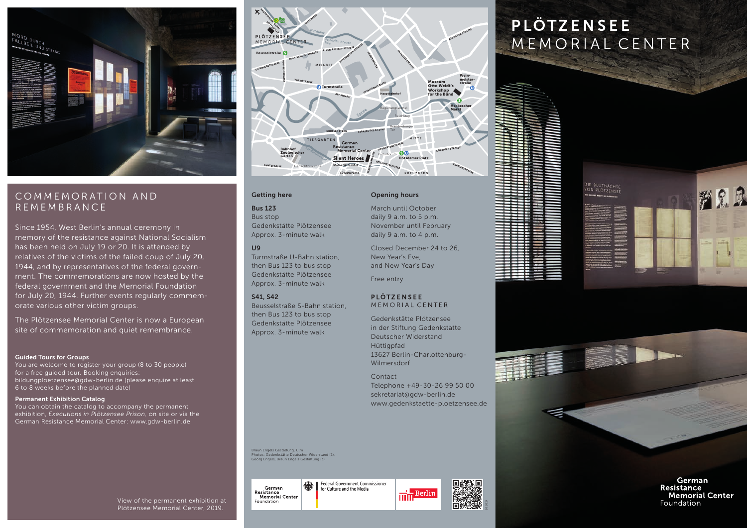# PLÖTZENSEE MEMORIAL CENTER

## COMMEMORATION AND REMEMBRANCE

Since 1954, West Berlin's annual ceremony in memory of the resistance against National Socialism has been held on July 19 or 20. It is attended by relatives of the victims of the failed coup of July 20, 1944, and by representatives of the federal government. The commemorations are now hosted by the federal government and the Memorial Foundation for July 20, 1944. Further events regularly commemorate various other victim groups.

The Plötzensee Memorial Center is now a European site of commemoration and quiet remembrance.

**Guided Tours for Groups**
You are welcome to register your group (8 to 30 people) for a free guided tour. Booking enquiries: bildungploetzensee@gdw-berlin.de (please enquire at least 6 to 8 weeks before the planned date)

**Permanent Exhibition Catalog**
You can obtain the catalog to accompany the permanent exhibition, *Executions in Plötzensee Prison*, on site or via the German Resistance Memorial Center: www.gdw-berlin.de

View of the permanent exhibition at Plötzensee Memorial Center, 2019.

### Getting here

**Bus 123**
Bus stop
Gedenkstätte Plötzensee
Approx. 3-minute walk

**U9**
Turmstraße U-Bahn station, then Bus 123 to bus stop Gedenkstätte Plötzensee
Approx. 3-minute walk

**S41, S42**
Beusselstraße S-Bahn station, then Bus 123 to bus stop Gedenkstätte Plötzensee
Approx. 3-minute walk

### Opening hours

March until October
daily 9 a.m. to 5 p.m.
November until February
daily 9 a.m. to 4 p.m.

Closed December 24 to 26, New Year's Eve, and New Year's Day

Free entry

**PLÖTZENSEE**
MEMORIAL CENTER

Gedenkstätte Plötzensee
in der Stiftung Gedenkstätte Deutscher Widerstand
Hüttigpfad
13627 Berlin-Charlottenburg-Wilmersdorf

Contact
Telephone +49-30-26 99 50 00
sekretariat@gdw-berlin.de
www.gedenkstaette-ploetzensee.de

Braun Engels Gestaltung, Ulm
Photos: Gedenkstätte Deutscher Widerstand (2), Georg Engels, Braun Engels Gestaltung (3)

German Resistance Memorial Center Foundation
Federal Government Commissioner for Culture and the Media
Berlin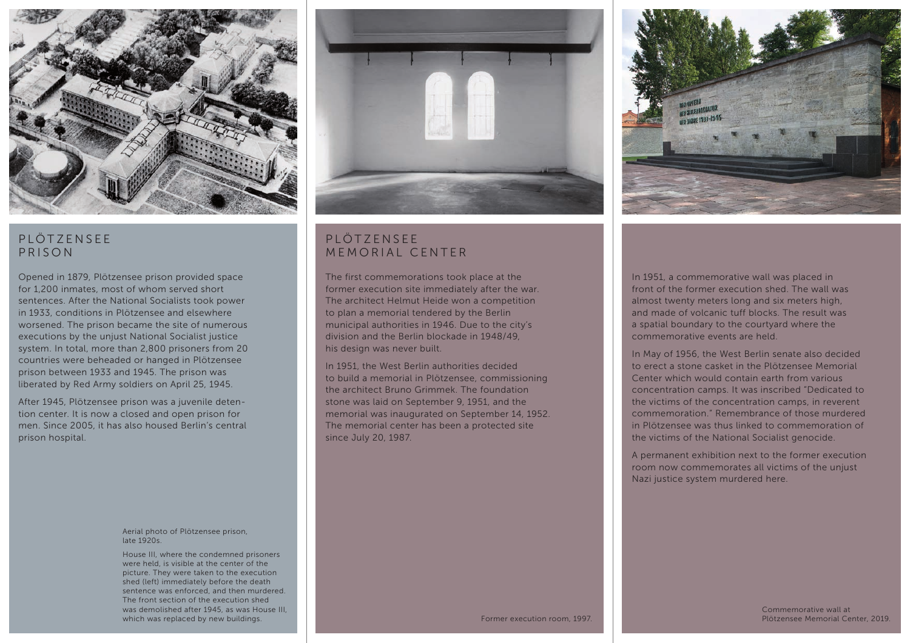## PLÖTZENSEE PRISON

Opened in 1879, Plötzensee prison provided space for 1,200 inmates, most of whom served short sentences. After the National Socialists took power in 1933, conditions in Plötzensee and elsewhere worsened. The prison became the site of numerous executions by the unjust National Socialist justice system. In total, more than 2,800 prisoners from 20 countries were beheaded or hanged in Plötzensee prison between 1933 and 1945. The prison was liberated by Red Army soldiers on April 25, 1945.

After 1945, Plötzensee prison was a juvenile detention center. It is now a closed and open prison for men. Since 2005, it has also housed Berlin's central prison hospital.

Aerial photo of Plötzensee prison, late 1920s.

House III, where the condemned prisoners were held, is visible at the center of the picture. They were taken to the execution shed (left) immediately before the death sentence was enforced, and then murdered. The front section of the execution shed was demolished after 1945, as was House III, which was replaced by new buildings.

## PLÖTZENSEE MEMORIAL CENTER

The first commemorations took place at the former execution site immediately after the war. The architect Helmut Heide won a competition to plan a memorial tendered by the Berlin municipal authorities in 1946. Due to the city's division and the Berlin blockade in 1948/49, his design was never built.

In 1951, the West Berlin authorities decided to build a memorial in Plötzensee, commissioning the architect Bruno Grimmek. The foundation stone was laid on September 9, 1951, and the memorial was inaugurated on September 14, 1952. The memorial center has been a protected site since July 20, 1987.

Former execution room, 1997.

In 1951, a commemorative wall was placed in front of the former execution shed. The wall was almost twenty meters long and six meters high, and made of volcanic tuff blocks. The result was a spatial boundary to the courtyard where the commemorative events are held.

In May of 1956, the West Berlin senate also decided to erect a stone casket in the Plötzensee Memorial Center which would contain earth from various concentration camps. It was inscribed "Dedicated to the victims of the concentration camps, in reverent commemoration." Remembrance of those murdered in Plötzensee was thus linked to commemoration of the victims of the National Socialist genocide.

A permanent exhibition next to the former execution room now commemorates all victims of the unjust Nazi justice system murdered here.

Commemorative wall at Plötzensee Memorial Center, 2019.